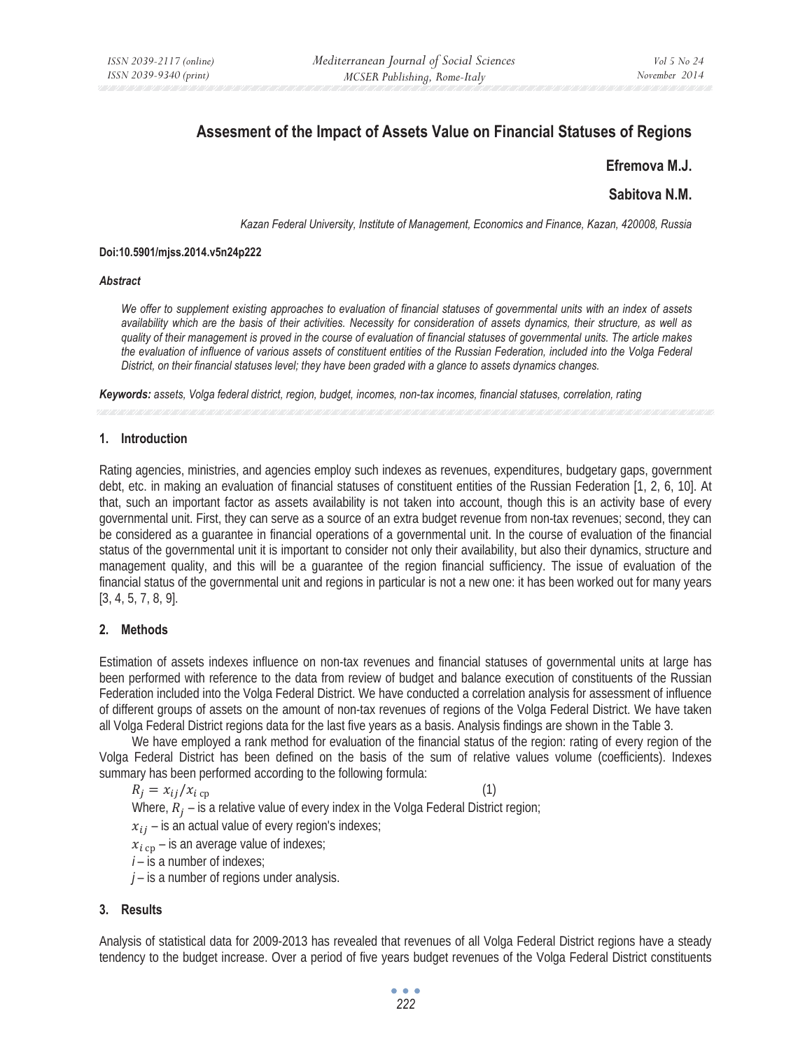# Assesment of the Impact of Assets Value on Financial Statuses of Regions

**Efremova M.J.**

**Sabitova N.M.**

*Kazan Federal University, Institute of Management, Economics and Finance, Kazan, 420008, Russia*

**Doi:10.5901/mjss.2014.v5n24p222**

***Abstract***

*We offer to supplement existing approaches to evaluation of financial statuses of governmental units with an index of assets availability which are the basis of their activities. Necessity for consideration of assets dynamics, their structure, as well as quality of their management is proved in the course of evaluation of financial statuses of governmental units. The article makes the evaluation of influence of various assets of constituent entities of the Russian Federation, included into the Volga Federal District, on their financial statuses level; they have been graded with a glance to assets dynamics changes.*

***Keywords:*** *assets, Volga federal district, region, budget, incomes, non-tax incomes, financial statuses, correlation, rating*

## 1. Introduction

Rating agencies, ministries, and agencies employ such indexes as revenues, expenditures, budgetary gaps, government debt, etc. in making an evaluation of financial statuses of constituent entities of the Russian Federation [1, 2, 6, 10]. At that, such an important factor as assets availability is not taken into account, though this is an activity base of every governmental unit. First, they can serve as a source of an extra budget revenue from non-tax revenues; second, they can be considered as a guarantee in financial operations of a governmental unit. In the course of evaluation of the financial status of the governmental unit it is important to consider not only their availability, but also their dynamics, structure and management quality, and this will be a guarantee of the region financial sufficiency. The issue of evaluation of the financial status of the governmental unit and regions in particular is not a new one: it has been worked out for many years [3, 4, 5, 7, 8, 9].

## 2. Methods

Estimation of assets indexes influence on non-tax revenues and financial statuses of governmental units at large has been performed with reference to the data from review of budget and balance execution of constituents of the Russian Federation included into the Volga Federal District. We have conducted a correlation analysis for assessment of influence of different groups of assets on the amount of non-tax revenues of regions of the Volga Federal District. We have taken all Volga Federal District regions data for the last five years as a basis. Analysis findings are shown in the Table 3.

We have employed a rank method for evaluation of the financial status of the region: rating of every region of the Volga Federal District has been defined on the basis of the sum of relative values volume (coefficients). Indexes summary has been performed according to the following formula:

$$R_j = x_{ij}/x_{i\,\text{cp}} \qquad (1)$$

Where, $R_j$ – is a relative value of every index in the Volga Federal District region;

$x_{ij}$ – is an actual value of every region's indexes;

$x_{i\,\text{cp}}$ – is an average value of indexes;

$i$ – is a number of indexes;

$j$ – is a number of regions under analysis.

## 3. Results

Analysis of statistical data for 2009-2013 has revealed that revenues of all Volga Federal District regions have a steady tendency to the budget increase. Over a period of five years budget revenues of the Volga Federal District constituents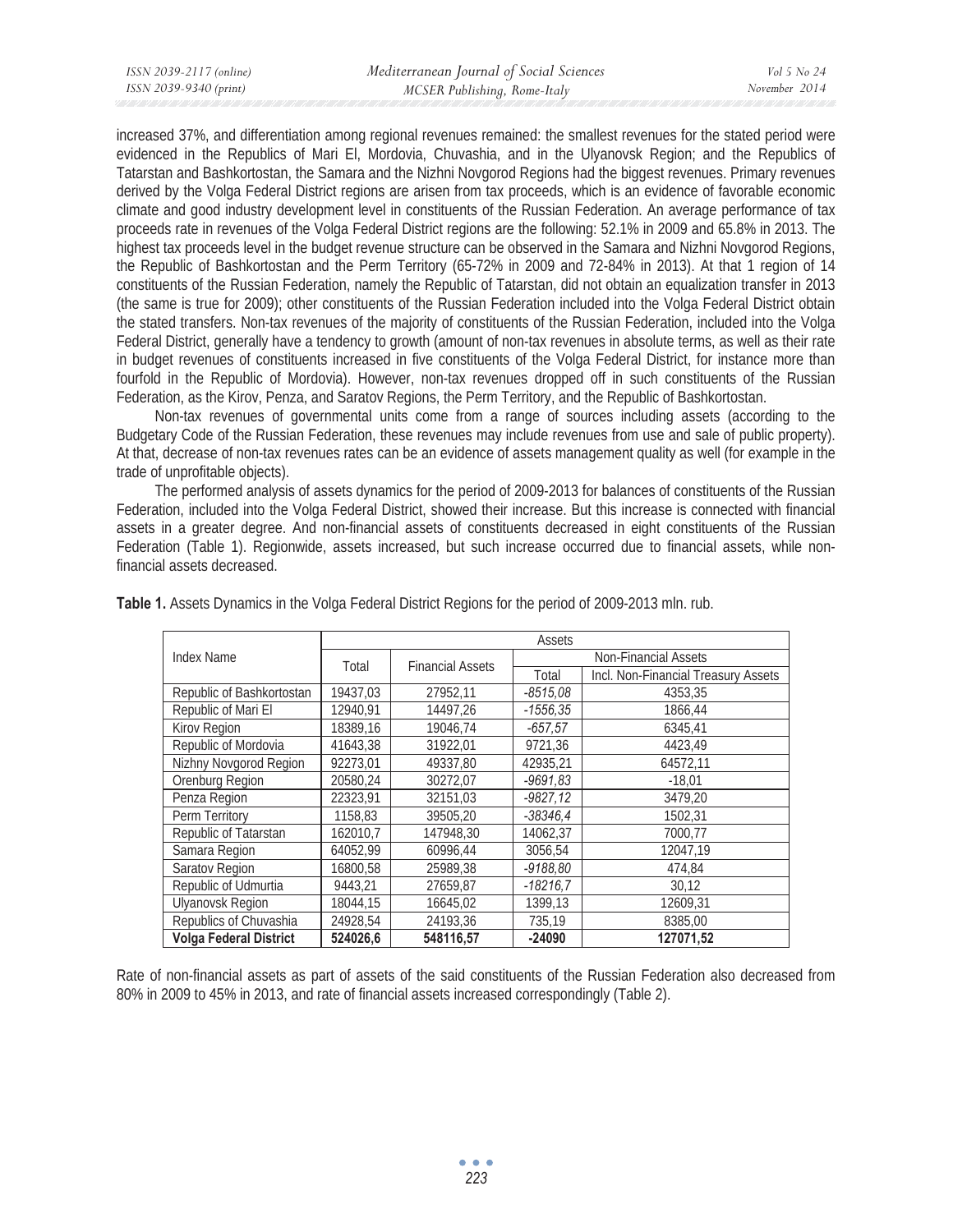increased 37%, and differentiation among regional revenues remained: the smallest revenues for the stated period were evidenced in the Republics of Mari El, Mordovia, Chuvashia, and in the Ulyanovsk Region; and the Republics of Tatarstan and Bashkortostan, the Samara and the Nizhni Novgorod Regions had the biggest revenues. Primary revenues derived by the Volga Federal District regions are arisen from tax proceeds, which is an evidence of favorable economic climate and good industry development level in constituents of the Russian Federation. An average performance of tax proceeds rate in revenues of the Volga Federal District regions are the following: 52.1% in 2009 and 65.8% in 2013. The highest tax proceeds level in the budget revenue structure can be observed in the Samara and Nizhni Novgorod Regions, the Republic of Bashkortostan and the Perm Territory (65-72% in 2009 and 72-84% in 2013). At that 1 region of 14 constituents of the Russian Federation, namely the Republic of Tatarstan, did not obtain an equalization transfer in 2013 (the same is true for 2009); other constituents of the Russian Federation included into the Volga Federal District obtain the stated transfers. Non-tax revenues of the majority of constituents of the Russian Federation, included into the Volga Federal District, generally have a tendency to growth (amount of non-tax revenues in absolute terms, as well as their rate in budget revenues of constituents increased in five constituents of the Volga Federal District, for instance more than fourfold in the Republic of Mordovia). However, non-tax revenues dropped off in such constituents of the Russian Federation, as the Kirov, Penza, and Saratov Regions, the Perm Territory, and the Republic of Bashkortostan.

Non-tax revenues of governmental units come from a range of sources including assets (according to the Budgetary Code of the Russian Federation, these revenues may include revenues from use and sale of public property). At that, decrease of non-tax revenues rates can be an evidence of assets management quality as well (for example in the trade of unprofitable objects).

The performed analysis of assets dynamics for the period of 2009-2013 for balances of constituents of the Russian Federation, included into the Volga Federal District, showed their increase. But this increase is connected with financial assets in a greater degree. And non-financial assets of constituents decreased in eight constituents of the Russian Federation (Table 1). Regionwide, assets increased, but such increase occurred due to financial assets, while non-financial assets decreased.

**Table 1.** Assets Dynamics in the Volga Federal District Regions for the period of 2009-2013 mln. rub.

| Index Name | Assets | | | |
|---|---|---|---|---|
| | Total | Financial Assets | Non-Financial Assets | |
| | | | Total | Incl. Non-Financial Treasury Assets |
| Republic of Bashkortostan | 19437,03 | 27952,11 | *-8515,08* | 4353,35 |
| Republic of Mari El | 12940,91 | 14497,26 | *-1556,35* | 1866,44 |
| Kirov Region | 18389,16 | 19046,74 | *-657,57* | 6345,41 |
| Republic of Mordovia | 41643,38 | 31922,01 | 9721,36 | 4423,49 |
| Nizhny Novgorod Region | 92273,01 | 49337,80 | 42935,21 | 64572,11 |
| Orenburg Region | 20580,24 | 30272,07 | *-9691,83* | -18,01 |
| Penza Region | 22323,91 | 32151,03 | *-9827,12* | 3479,20 |
| Perm Territory | 1158,83 | 39505,20 | *-38346,4* | 1502,31 |
| Republic of Tatarstan | 162010,7 | 147948,30 | 14062,37 | 7000,77 |
| Samara Region | 64052,99 | 60996,44 | 3056,54 | 12047,19 |
| Saratov Region | 16800,58 | 25989,38 | *-9188,80* | 474,84 |
| Republic of Udmurtia | 9443,21 | 27659,87 | *-18216,7* | 30,12 |
| Ulyanovsk Region | 18044,15 | 16645,02 | 1399,13 | 12609,31 |
| Republics of Chuvashia | 24928,54 | 24193,36 | 735,19 | 8385,00 |
| **Volga Federal District** | **524026,6** | **548116,57** | **-24090** | **127071,52** |

Rate of non-financial assets as part of assets of the said constituents of the Russian Federation also decreased from 80% in 2009 to 45% in 2013, and rate of financial assets increased correspondingly (Table 2).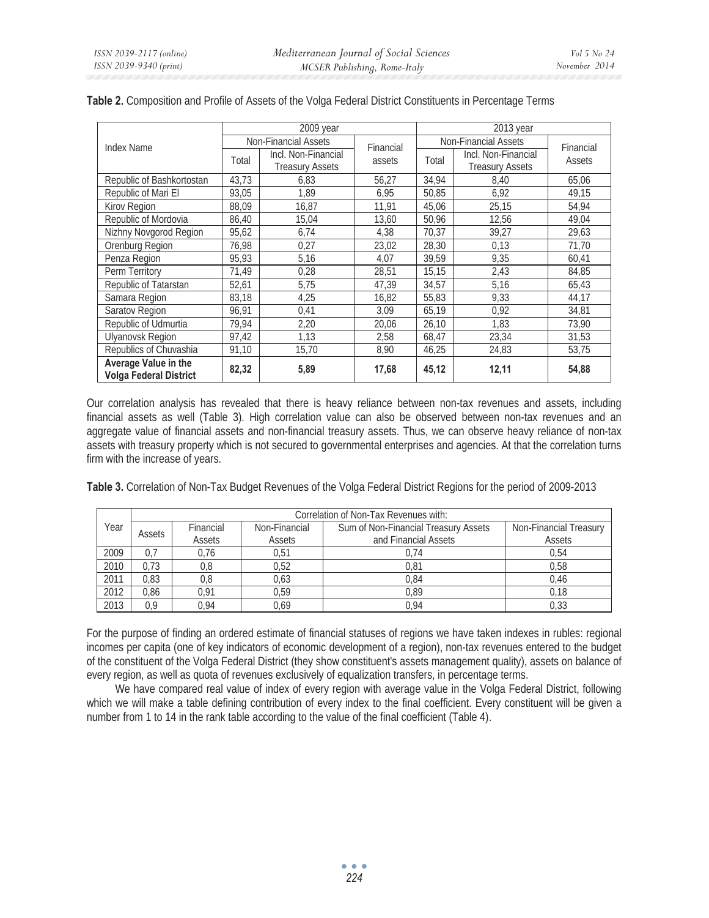**Table 2.** Composition and Profile of Assets of the Volga Federal District Constituents in Percentage Terms

| Index Name | 2009 year | | | 2013 year | | |
|---|---|---|---|---|---|---|
| | Non-Financial Assets | | Financial assets | Non-Financial Assets | | Financial Assets |
| | Total | Incl. Non-Financial Treasury Assets | | Total | Incl. Non-Financial Treasury Assets | |
| Republic of Bashkortostan | 43,73 | 6,83 | 56,27 | 34,94 | 8,40 | 65,06 |
| Republic of Mari El | 93,05 | 1,89 | 6,95 | 50,85 | 6,92 | 49,15 |
| Kirov Region | 88,09 | 16,87 | 11,91 | 45,06 | 25,15 | 54,94 |
| Republic of Mordovia | 86,40 | 15,04 | 13,60 | 50,96 | 12,56 | 49,04 |
| Nizhny Novgorod Region | 95,62 | 6,74 | 4,38 | 70,37 | 39,27 | 29,63 |
| Orenburg Region | 76,98 | 0,27 | 23,02 | 28,30 | 0,13 | 71,70 |
| Penza Region | 95,93 | 5,16 | 4,07 | 39,59 | 9,35 | 60,41 |
| Perm Territory | 71,49 | 0,28 | 28,51 | 15,15 | 2,43 | 84,85 |
| Republic of Tatarstan | 52,61 | 5,75 | 47,39 | 34,57 | 5,16 | 65,43 |
| Samara Region | 83,18 | 4,25 | 16,82 | 55,83 | 9,33 | 44,17 |
| Saratov Region | 96,91 | 0,41 | 3,09 | 65,19 | 0,92 | 34,81 |
| Republic of Udmurtia | 79,94 | 2,20 | 20,06 | 26,10 | 1,83 | 73,90 |
| Ulyanovsk Region | 97,42 | 1,13 | 2,58 | 68,47 | 23,34 | 31,53 |
| Republics of Chuvashia | 91,10 | 15,70 | 8,90 | 46,25 | 24,83 | 53,75 |
| **Average Value in the Volga Federal District** | **82,32** | **5,89** | **17,68** | **45,12** | **12,11** | **54,88** |

Our correlation analysis has revealed that there is heavy reliance between non-tax revenues and assets, including financial assets as well (Table 3). High correlation value can also be observed between non-tax revenues and an aggregate value of financial assets and non-financial treasury assets. Thus, we can observe heavy reliance of non-tax assets with treasury property which is not secured to governmental enterprises and agencies. At that the correlation turns firm with the increase of years.

**Table 3.** Correlation of Non-Tax Budget Revenues of the Volga Federal District Regions for the period of 2009-2013

| Year | Correlation of Non-Tax Revenues with: | | | | |
|---|---|---|---|---|---|
| | Assets | Financial Assets | Non-Financial Assets | Sum of Non-Financial Treasury Assets and Financial Assets | Non-Financial Treasury Assets |
| 2009 | 0,7 | 0,76 | 0,51 | 0,74 | 0,54 |
| 2010 | 0,73 | 0,8 | 0,52 | 0,81 | 0,58 |
| 2011 | 0,83 | 0,8 | 0,63 | 0,84 | 0,46 |
| 2012 | 0,86 | 0,91 | 0,59 | 0,89 | 0,18 |
| 2013 | 0,9 | 0,94 | 0,69 | 0,94 | 0,33 |

For the purpose of finding an ordered estimate of financial statuses of regions we have taken indexes in rubles: regional incomes per capita (one of key indicators of economic development of a region), non-tax revenues entered to the budget of the constituent of the Volga Federal District (they show constituent's assets management quality), assets on balance of every region, as well as quota of revenues exclusively of equalization transfers, in percentage terms.

We have compared real value of index of every region with average value in the Volga Federal District, following which we will make a table defining contribution of every index to the final coefficient. Every constituent will be given a number from 1 to 14 in the rank table according to the value of the final coefficient (Table 4).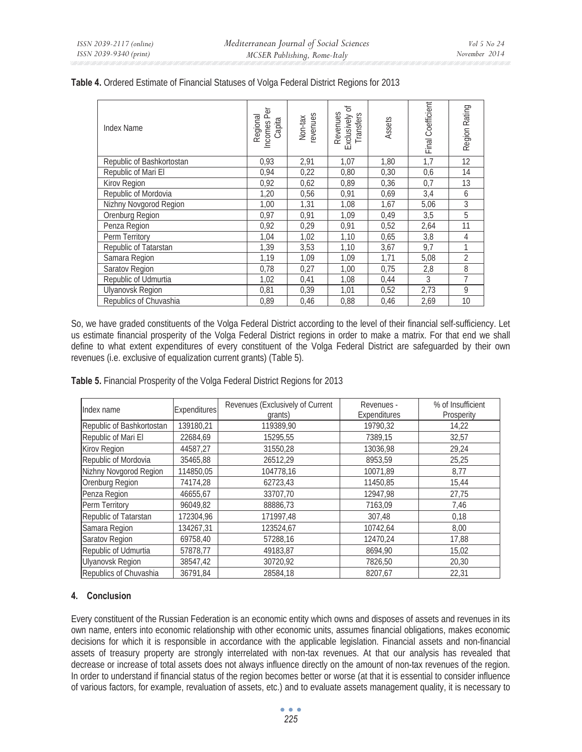**Table 4.** Ordered Estimate of Financial Statuses of Volga Federal District Regions for 2013

| Index Name | Regional Incomes Per Capita | Non-tax revenues | Revenues Exclusively of Transfers | Assets | Final Coefficient | Region Rating |
|---|---|---|---|---|---|---|
| Republic of Bashkortostan | 0,93 | 2,91 | 1,07 | 1,80 | 1,7 | 12 |
| Republic of Mari El | 0,94 | 0,22 | 0,80 | 0,30 | 0,6 | 14 |
| Kirov Region | 0,92 | 0,62 | 0,89 | 0,36 | 0,7 | 13 |
| Republic of Mordovia | 1,20 | 0,56 | 0,91 | 0,69 | 3,4 | 6 |
| Nizhny Novgorod Region | 1,00 | 1,31 | 1,08 | 1,67 | 5,06 | 3 |
| Orenburg Region | 0,97 | 0,91 | 1,09 | 0,49 | 3,5 | 5 |
| Penza Region | 0,92 | 0,29 | 0,91 | 0,52 | 2,64 | 11 |
| Perm Territory | 1,04 | 1,02 | 1,10 | 0,65 | 3,8 | 4 |
| Republic of Tatarstan | 1,39 | 3,53 | 1,10 | 3,67 | 9,7 | 1 |
| Samara Region | 1,19 | 1,09 | 1,09 | 1,71 | 5,08 | 2 |
| Saratov Region | 0,78 | 0,27 | 1,00 | 0,75 | 2,8 | 8 |
| Republic of Udmurtia | 1,02 | 0,41 | 1,08 | 0,44 | 3 | 7 |
| Ulyanovsk Region | 0,81 | 0,39 | 1,01 | 0,52 | 2,73 | 9 |
| Republics of Chuvashia | 0,89 | 0,46 | 0,88 | 0,46 | 2,69 | 10 |

So, we have graded constituents of the Volga Federal District according to the level of their financial self-sufficiency. Let us estimate financial prosperity of the Volga Federal District regions in order to make a matrix. For that end we shall define to what extent expenditures of every constituent of the Volga Federal District are safeguarded by their own revenues (i.e. exclusive of equalization current grants) (Table 5).

**Table 5.** Financial Prosperity of the Volga Federal District Regions for 2013

| Index name | Expenditures | Revenues (Exclusively of Current grants) | Revenues - Expenditures | % of Insufficient Prosperity |
|---|---|---|---|---|
| Republic of Bashkortostan | 139180,21 | 119389,90 | 19790,32 | 14,22 |
| Republic of Mari El | 22684,69 | 15295,55 | 7389,15 | 32,57 |
| Kirov Region | 44587,27 | 31550,28 | 13036,98 | 29,24 |
| Republic of Mordovia | 35465,88 | 26512,29 | 8953,59 | 25,25 |
| Nizhny Novgorod Region | 114850,05 | 104778,16 | 10071,89 | 8,77 |
| Orenburg Region | 74174,28 | 62723,43 | 11450,85 | 15,44 |
| Penza Region | 46655,67 | 33707,70 | 12947,98 | 27,75 |
| Perm Territory | 96049,82 | 88886,73 | 7163,09 | 7,46 |
| Republic of Tatarstan | 172304,96 | 171997,48 | 307,48 | 0,18 |
| Samara Region | 134267,31 | 123524,67 | 10742,64 | 8,00 |
| Saratov Region | 69758,40 | 57288,16 | 12470,24 | 17,88 |
| Republic of Udmurtia | 57878,77 | 49183,87 | 8694,90 | 15,02 |
| Ulyanovsk Region | 38547,42 | 30720,92 | 7826,50 | 20,30 |
| Republics of Chuvashia | 36791,84 | 28584,18 | 8207,67 | 22,31 |

## 4. Conclusion

Every constituent of the Russian Federation is an economic entity which owns and disposes of assets and revenues in its own name, enters into economic relationship with other economic units, assumes financial obligations, makes economic decisions for which it is responsible in accordance with the applicable legislation. Financial assets and non-financial assets of treasury property are strongly interrelated with non-tax revenues. At that our analysis has revealed that decrease or increase of total assets does not always influence directly on the amount of non-tax revenues of the region. In order to understand if financial status of the region becomes better or worse (at that it is essential to consider influence of various factors, for example, revaluation of assets, etc.) and to evaluate assets management quality, it is necessary to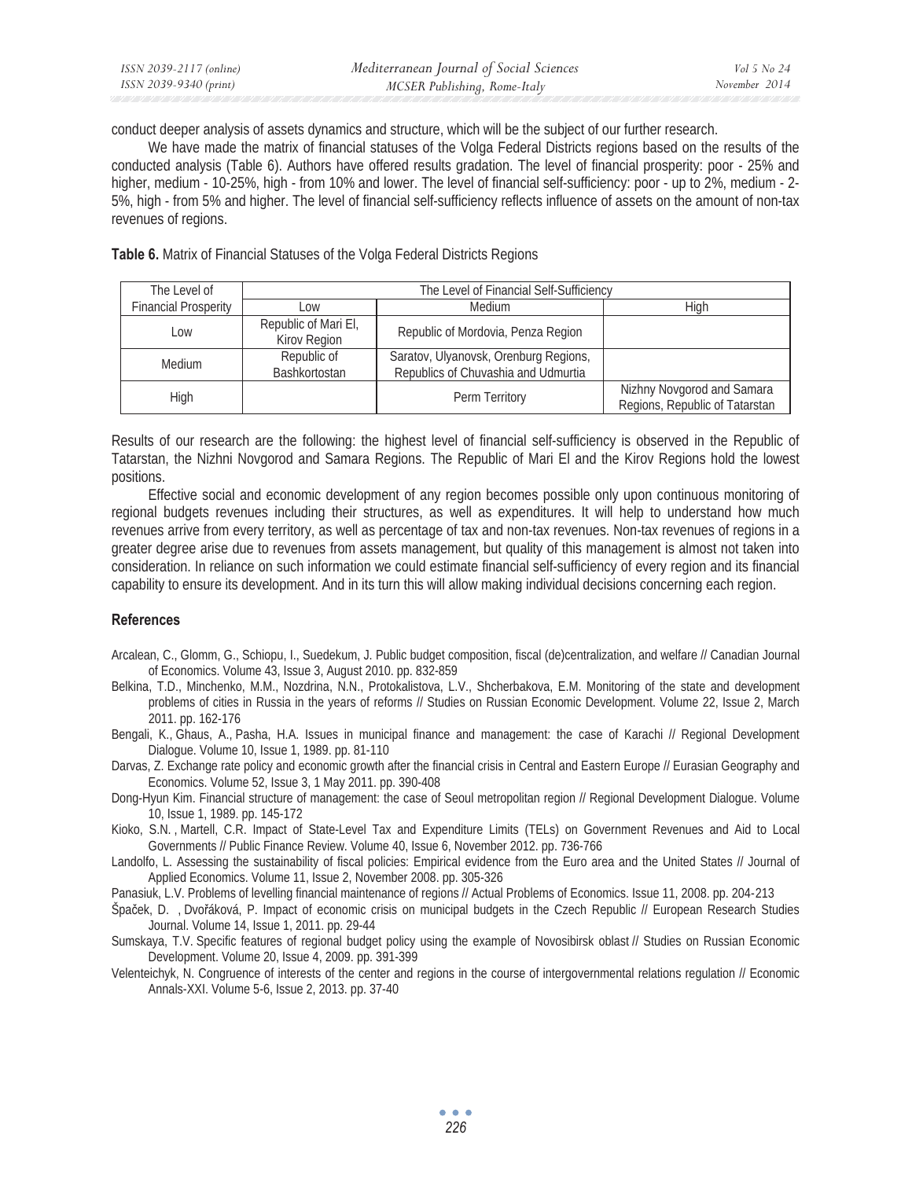conduct deeper analysis of assets dynamics and structure, which will be the subject of our further research.

We have made the matrix of financial statuses of the Volga Federal Districts regions based on the results of the conducted analysis (Table 6). Authors have offered results gradation. The level of financial prosperity: poor - 25% and higher, medium - 10-25%, high - from 10% and lower. The level of financial self-sufficiency: poor - up to 2%, medium - 2-5%, high - from 5% and higher. The level of financial self-sufficiency reflects influence of assets on the amount of non-tax revenues of regions.

**Table 6.** Matrix of Financial Statuses of the Volga Federal Districts Regions

| The Level of Financial Prosperity | The Level of Financial Self-Sufficiency | | |
|---|---|---|---|
| | Low | Medium | High |
| Low | Republic of Mari El, Kirov Region | Republic of Mordovia, Penza Region | |
| Medium | Republic of Bashkortostan | Saratov, Ulyanovsk, Orenburg Regions, Republics of Chuvashia and Udmurtia | |
| High | | Perm Territory | Nizhny Novgorod and Samara Regions, Republic of Tatarstan |

Results of our research are the following: the highest level of financial self-sufficiency is observed in the Republic of Tatarstan, the Nizhni Novgorod and Samara Regions. The Republic of Mari El and the Kirov Regions hold the lowest positions.

Effective social and economic development of any region becomes possible only upon continuous monitoring of regional budgets revenues including their structures, as well as expenditures. It will help to understand how much revenues arrive from every territory, as well as percentage of tax and non-tax revenues. Non-tax revenues of regions in a greater degree arise due to revenues from assets management, but quality of this management is almost not taken into consideration. In reliance on such information we could estimate financial self-sufficiency of every region and its financial capability to ensure its development. And in its turn this will allow making individual decisions concerning each region.

## References

Arcalean, C., Glomm, G., Schiopu, I., Suedekum, J. Public budget composition, fiscal (de)centralization, and welfare // Canadian Journal of Economics. Volume 43, Issue 3, August 2010. pp. 832-859

Belkina, T.D., Minchenko, M.M., Nozdrina, N.N., Protokalistova, L.V., Shcherbakova, E.M. Monitoring of the state and development problems of cities in Russia in the years of reforms // Studies on Russian Economic Development. Volume 22, Issue 2, March 2011. pp. 162-176

Bengali, K., Ghaus, A., Pasha, H.A. Issues in municipal finance and management: the case of Karachi // Regional Development Dialogue. Volume 10, Issue 1, 1989. pp. 81-110

Darvas, Z. Exchange rate policy and economic growth after the financial crisis in Central and Eastern Europe // Eurasian Geography and Economics. Volume 52, Issue 3, 1 May 2011. pp. 390-408

Dong-Hyun Kim. Financial structure of management: the case of Seoul metropolitan region // Regional Development Dialogue. Volume 10, Issue 1, 1989. pp. 145-172

Kioko, S.N. , Martell, C.R. Impact of State-Level Tax and Expenditure Limits (TELs) on Government Revenues and Aid to Local Governments // Public Finance Review. Volume 40, Issue 6, November 2012. pp. 736-766

Landolfo, L. Assessing the sustainability of fiscal policies: Empirical evidence from the Euro area and the United States // Journal of Applied Economics. Volume 11, Issue 2, November 2008. pp. 305-326

Panasiuk, L.V. Problems of levelling financial maintenance of regions // Actual Problems of Economics. Issue 11, 2008. pp. 204-213

Špaček, D. , Dvořáková, P. Impact of economic crisis on municipal budgets in the Czech Republic // European Research Studies Journal. Volume 14, Issue 1, 2011. pp. 29-44

Sumskaya, T.V. Specific features of regional budget policy using the example of Novosibirsk oblast // Studies on Russian Economic Development. Volume 20, Issue 4, 2009. pp. 391-399

Velenteichyk, N. Congruence of interests of the center and regions in the course of intergovernmental relations regulation // Economic Annals-XXI. Volume 5-6, Issue 2, 2013. pp. 37-40